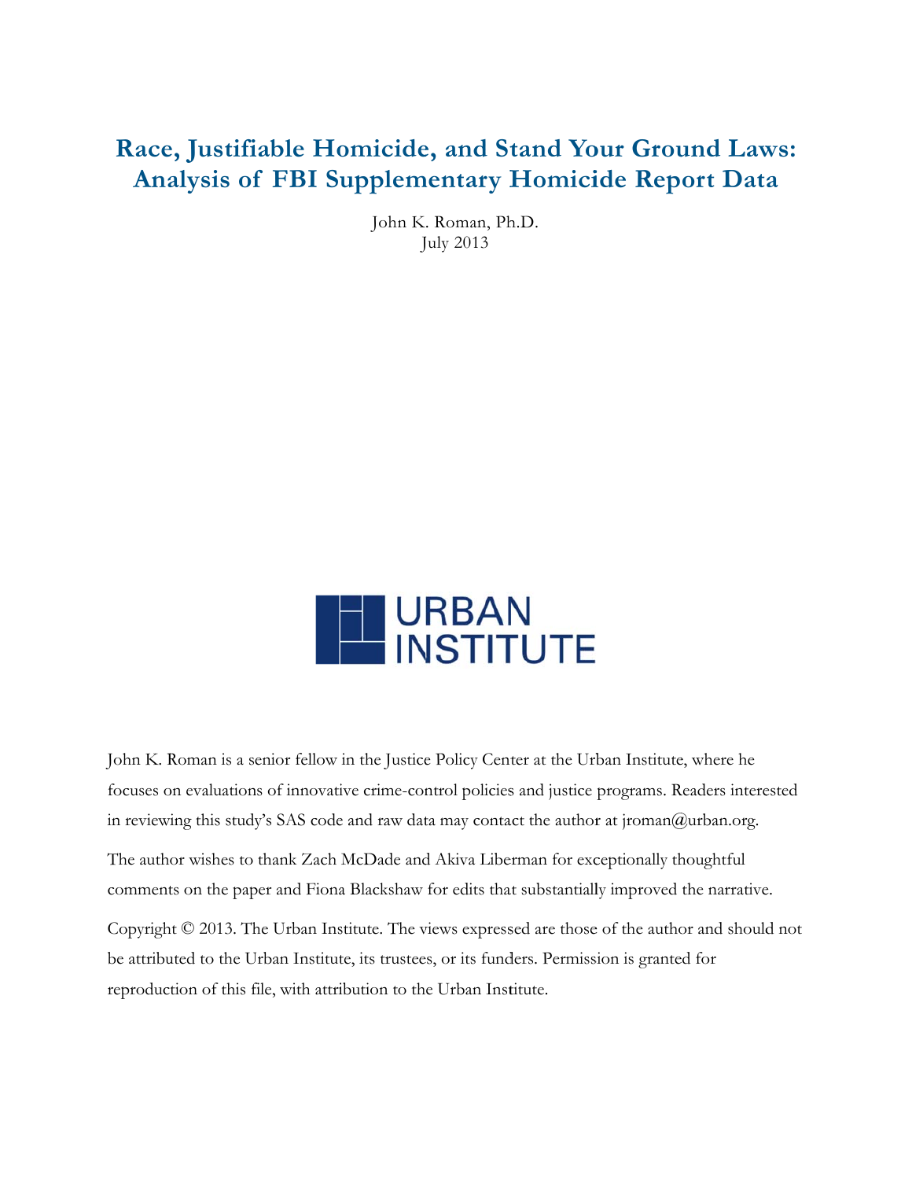# Race, Justifiable Homicide, and Stand Your Ground Laws: Analysis of FBI Supplementary Homicide Report Data

John K. Roman, Ph.D.
July 2013

URBAN INSTITUTE

John K. Roman is a senior fellow in the Justice Policy Center at the Urban Institute, where he focuses on evaluations of innovative crime-control policies and justice programs. Readers interested in reviewing this study's SAS code and raw data may contact the author at jroman@urban.org.

The author wishes to thank Zach McDade and Akiva Liberman for exceptionally thoughtful comments on the paper and Fiona Blackshaw for edits that substantially improved the narrative.

Copyright © 2013. The Urban Institute. The views expressed are those of the author and should not be attributed to the Urban Institute, its trustees, or its funders. Permission is granted for reproduction of this file, with attribution to the Urban Institute.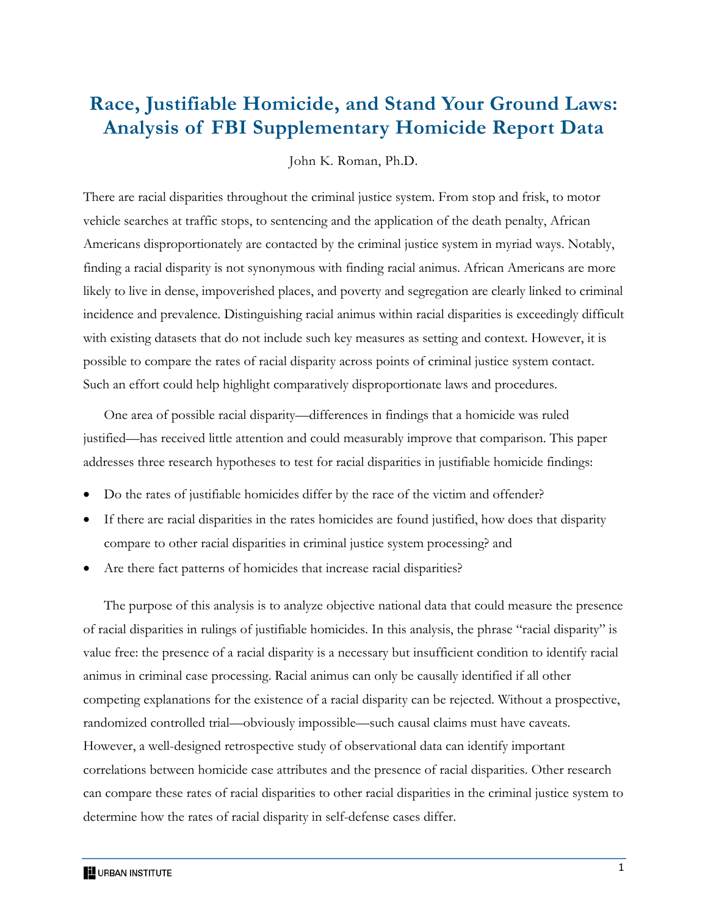# Race, Justifiable Homicide, and Stand Your Ground Laws: Analysis of FBI Supplementary Homicide Report Data

John K. Roman, Ph.D.

There are racial disparities throughout the criminal justice system. From stop and frisk, to motor vehicle searches at traffic stops, to sentencing and the application of the death penalty, African Americans disproportionately are contacted by the criminal justice system in myriad ways. Notably, finding a racial disparity is not synonymous with finding racial animus. African Americans are more likely to live in dense, impoverished places, and poverty and segregation are clearly linked to criminal incidence and prevalence. Distinguishing racial animus within racial disparities is exceedingly difficult with existing datasets that do not include such key measures as setting and context. However, it is possible to compare the rates of racial disparity across points of criminal justice system contact. Such an effort could help highlight comparatively disproportionate laws and procedures.

One area of possible racial disparity—differences in findings that a homicide was ruled justified—has received little attention and could measurably improve that comparison. This paper addresses three research hypotheses to test for racial disparities in justifiable homicide findings:

- Do the rates of justifiable homicides differ by the race of the victim and offender?
- If there are racial disparities in the rates homicides are found justified, how does that disparity compare to other racial disparities in criminal justice system processing? and
- Are there fact patterns of homicides that increase racial disparities?

The purpose of this analysis is to analyze objective national data that could measure the presence of racial disparities in rulings of justifiable homicides. In this analysis, the phrase "racial disparity" is value free: the presence of a racial disparity is a necessary but insufficient condition to identify racial animus in criminal case processing. Racial animus can only be causally identified if all other competing explanations for the existence of a racial disparity can be rejected. Without a prospective, randomized controlled trial—obviously impossible—such causal claims must have caveats. However, a well-designed retrospective study of observational data can identify important correlations between homicide case attributes and the presence of racial disparities. Other research can compare these rates of racial disparities to other racial disparities in the criminal justice system to determine how the rates of racial disparity in self-defense cases differ.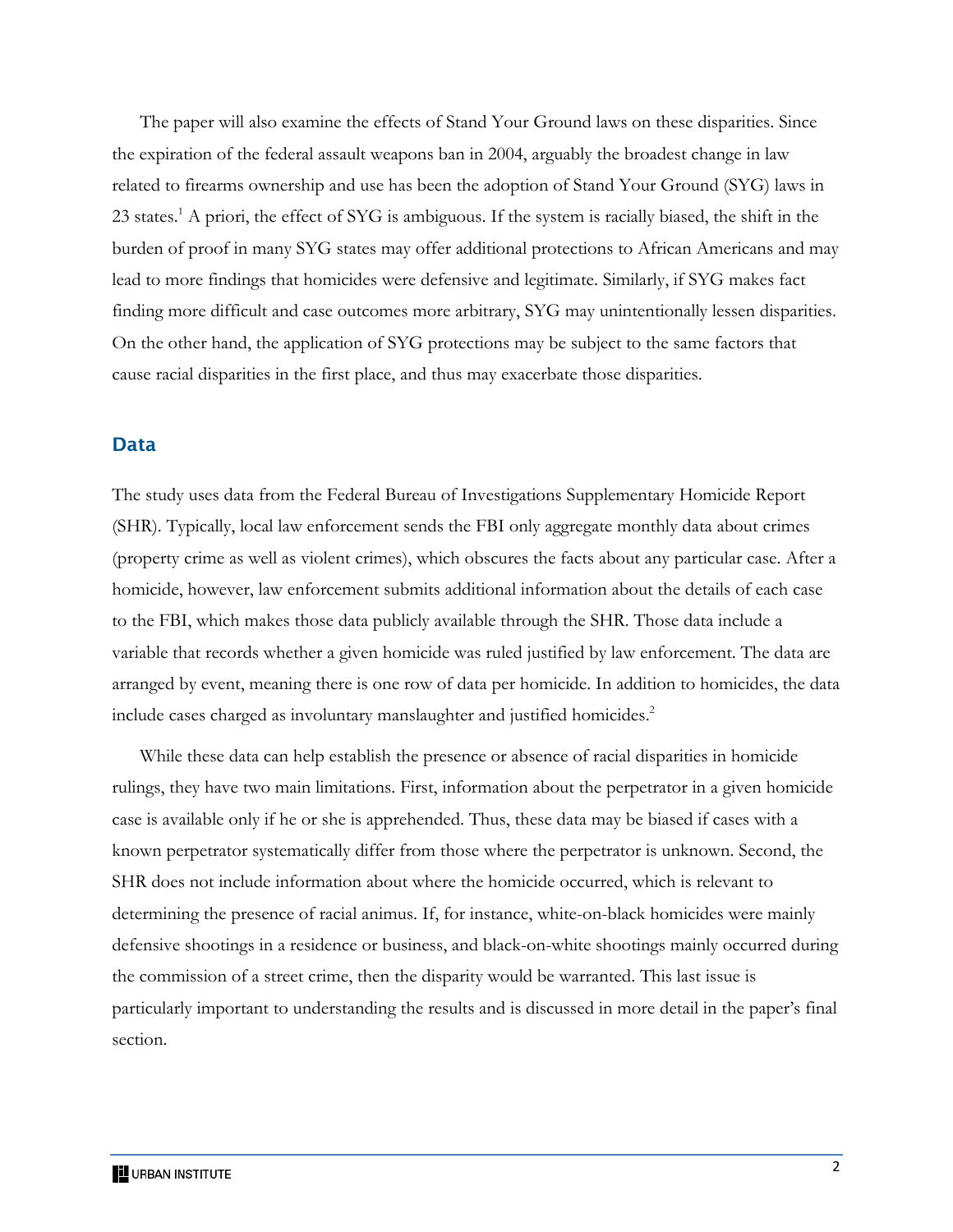The paper will also examine the effects of Stand Your Ground laws on these disparities. Since the expiration of the federal assault weapons ban in 2004, arguably the broadest change in law related to firearms ownership and use has been the adoption of Stand Your Ground (SYG) laws in 23 states.[1] A priori, the effect of SYG is ambiguous. If the system is racially biased, the shift in the burden of proof in many SYG states may offer additional protections to African Americans and may lead to more findings that homicides were defensive and legitimate. Similarly, if SYG makes fact finding more difficult and case outcomes more arbitrary, SYG may unintentionally lessen disparities. On the other hand, the application of SYG protections may be subject to the same factors that cause racial disparities in the first place, and thus may exacerbate those disparities.

## Data

The study uses data from the Federal Bureau of Investigations Supplementary Homicide Report (SHR). Typically, local law enforcement sends the FBI only aggregate monthly data about crimes (property crime as well as violent crimes), which obscures the facts about any particular case. After a homicide, however, law enforcement submits additional information about the details of each case to the FBI, which makes those data publicly available through the SHR. Those data include a variable that records whether a given homicide was ruled justified by law enforcement. The data are arranged by event, meaning there is one row of data per homicide. In addition to homicides, the data include cases charged as involuntary manslaughter and justified homicides.[2]

While these data can help establish the presence or absence of racial disparities in homicide rulings, they have two main limitations. First, information about the perpetrator in a given homicide case is available only if he or she is apprehended. Thus, these data may be biased if cases with a known perpetrator systematically differ from those where the perpetrator is unknown. Second, the SHR does not include information about where the homicide occurred, which is relevant to determining the presence of racial animus. If, for instance, white-on-black homicides were mainly defensive shootings in a residence or business, and black-on-white shootings mainly occurred during the commission of a street crime, then the disparity would be warranted. This last issue is particularly important to understanding the results and is discussed in more detail in the paper's final section.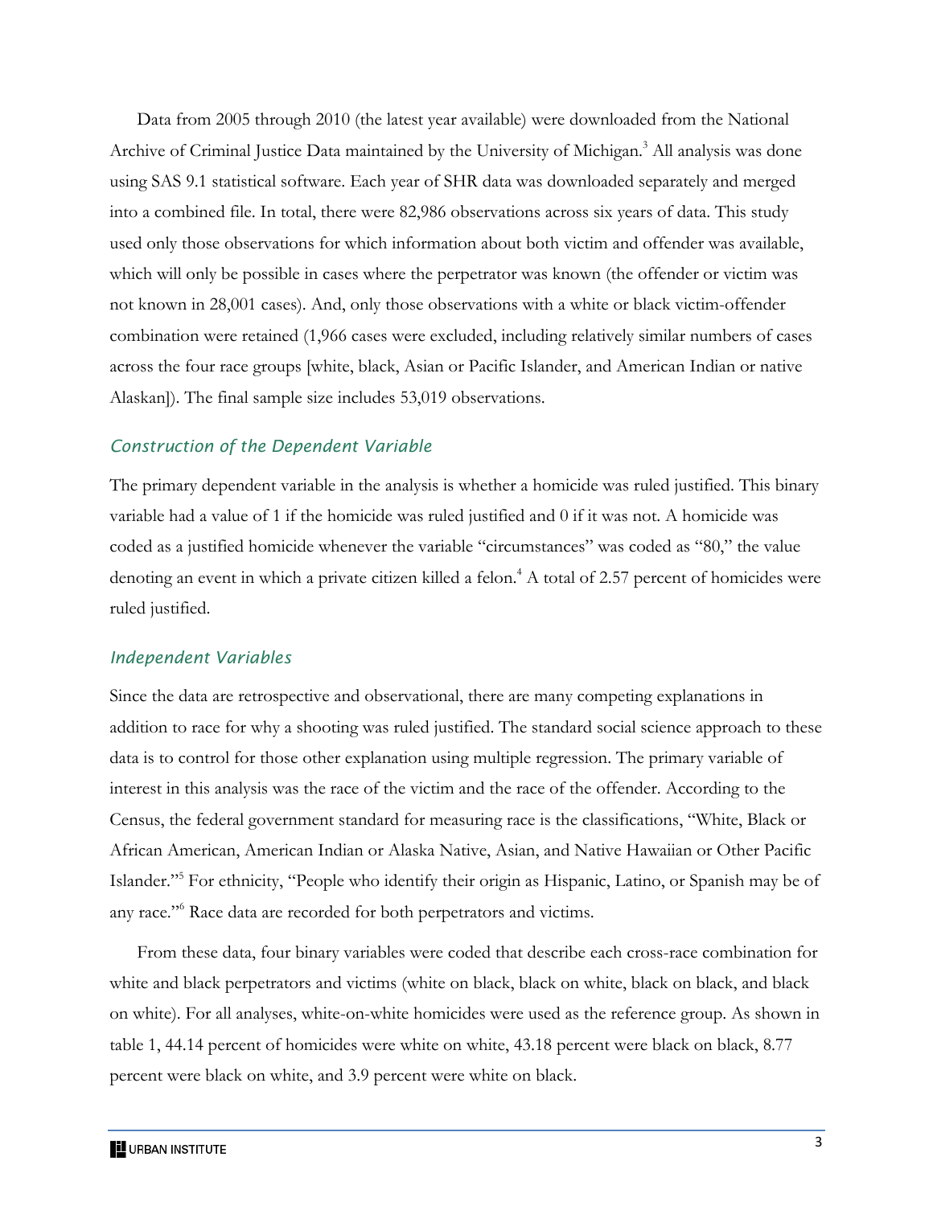Data from 2005 through 2010 (the latest year available) were downloaded from the National Archive of Criminal Justice Data maintained by the University of Michigan.[3] All analysis was done using SAS 9.1 statistical software. Each year of SHR data was downloaded separately and merged into a combined file. In total, there were 82,986 observations across six years of data. This study used only those observations for which information about both victim and offender was available, which will only be possible in cases where the perpetrator was known (the offender or victim was not known in 28,001 cases). And, only those observations with a white or black victim-offender combination were retained (1,966 cases were excluded, including relatively similar numbers of cases across the four race groups [white, black, Asian or Pacific Islander, and American Indian or native Alaskan]). The final sample size includes 53,019 observations.

### *Construction of the Dependent Variable*

The primary dependent variable in the analysis is whether a homicide was ruled justified. This binary variable had a value of 1 if the homicide was ruled justified and 0 if it was not. A homicide was coded as a justified homicide whenever the variable "circumstances" was coded as "80," the value denoting an event in which a private citizen killed a felon.[4] A total of 2.57 percent of homicides were ruled justified.

### *Independent Variables*

Since the data are retrospective and observational, there are many competing explanations in addition to race for why a shooting was ruled justified. The standard social science approach to these data is to control for those other explanation using multiple regression. The primary variable of interest in this analysis was the race of the victim and the race of the offender. According to the Census, the federal government standard for measuring race is the classifications, "White, Black or African American, American Indian or Alaska Native, Asian, and Native Hawaiian or Other Pacific Islander."[5] For ethnicity, "People who identify their origin as Hispanic, Latino, or Spanish may be of any race."[6] Race data are recorded for both perpetrators and victims.

From these data, four binary variables were coded that describe each cross-race combination for white and black perpetrators and victims (white on black, black on white, black on black, and black on white). For all analyses, white-on-white homicides were used as the reference group. As shown in table 1, 44.14 percent of homicides were white on white, 43.18 percent were black on black, 8.77 percent were black on white, and 3.9 percent were white on black.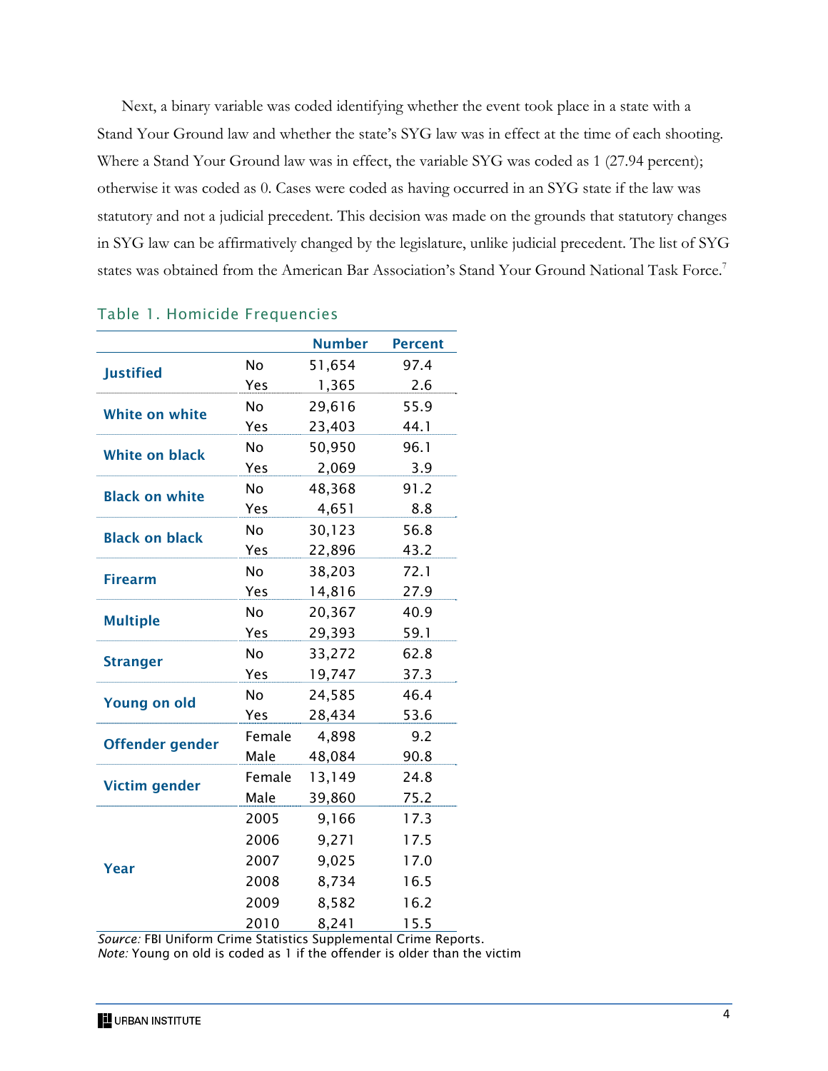Next, a binary variable was coded identifying whether the event took place in a state with a Stand Your Ground law and whether the state's SYG law was in effect at the time of each shooting. Where a Stand Your Ground law was in effect, the variable SYG was coded as 1 (27.94 percent); otherwise it was coded as 0. Cases were coded as having occurred in an SYG state if the law was statutory and not a judicial precedent. This decision was made on the grounds that statutory changes in SYG law can be affirmatively changed by the legislature, unlike judicial precedent. The list of SYG states was obtained from the American Bar Association's Stand Your Ground National Task Force.[7]

### Table 1. Homicide Frequencies

| | | Number | Percent |
|---|---|---|---|
| **Justified** | No | 51,654 | 97.4 |
| | Yes | 1,365 | 2.6 |
| **White on white** | No | 29,616 | 55.9 |
| | Yes | 23,403 | 44.1 |
| **White on black** | No | 50,950 | 96.1 |
| | Yes | 2,069 | 3.9 |
| **Black on white** | No | 48,368 | 91.2 |
| | Yes | 4,651 | 8.8 |
| **Black on black** | No | 30,123 | 56.8 |
| | Yes | 22,896 | 43.2 |
| **Firearm** | No | 38,203 | 72.1 |
| | Yes | 14,816 | 27.9 |
| **Multiple** | No | 20,367 | 40.9 |
| | Yes | 29,393 | 59.1 |
| **Stranger** | No | 33,272 | 62.8 |
| | Yes | 19,747 | 37.3 |
| **Young on old** | No | 24,585 | 46.4 |
| | Yes | 28,434 | 53.6 |
| **Offender gender** | Female | 4,898 | 9.2 |
| | Male | 48,084 | 90.8 |
| **Victim gender** | Female | 13,149 | 24.8 |
| | Male | 39,860 | 75.2 |
| **Year** | 2005 | 9,166 | 17.3 |
| | 2006 | 9,271 | 17.5 |
| | 2007 | 9,025 | 17.0 |
| | 2008 | 8,734 | 16.5 |
| | 2009 | 8,582 | 16.2 |
| | 2010 | 8,241 | 15.5 |

*Source:* FBI Uniform Crime Statistics Supplemental Crime Reports.
*Note:* Young on old is coded as 1 if the offender is older than the victim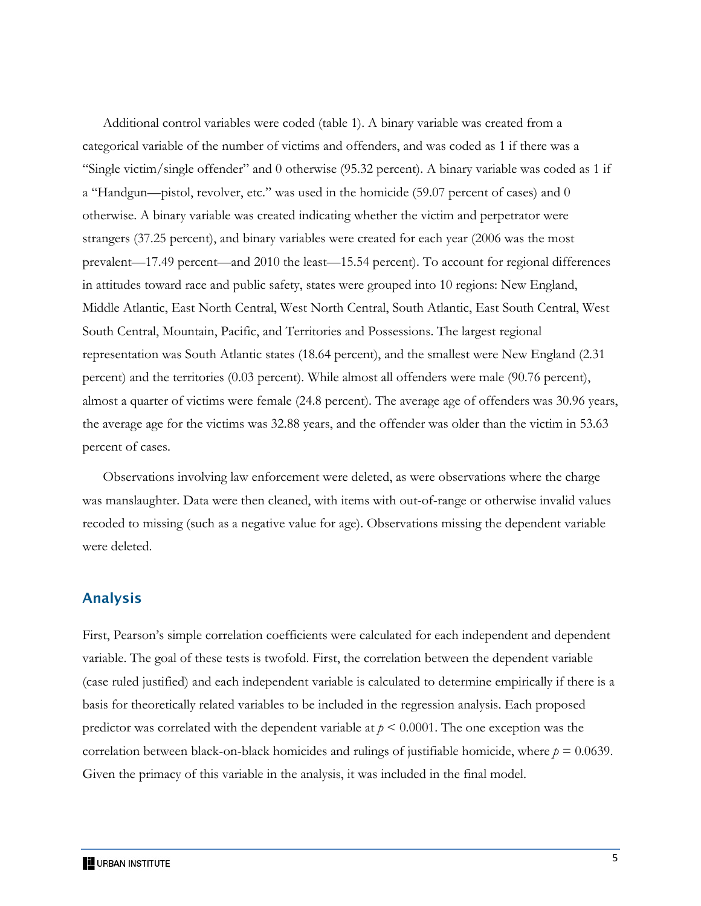Additional control variables were coded (table 1). A binary variable was created from a categorical variable of the number of victims and offenders, and was coded as 1 if there was a "Single victim/single offender" and 0 otherwise (95.32 percent). A binary variable was coded as 1 if a "Handgun—pistol, revolver, etc." was used in the homicide (59.07 percent of cases) and 0 otherwise. A binary variable was created indicating whether the victim and perpetrator were strangers (37.25 percent), and binary variables were created for each year (2006 was the most prevalent—17.49 percent—and 2010 the least—15.54 percent). To account for regional differences in attitudes toward race and public safety, states were grouped into 10 regions: New England, Middle Atlantic, East North Central, West North Central, South Atlantic, East South Central, West South Central, Mountain, Pacific, and Territories and Possessions. The largest regional representation was South Atlantic states (18.64 percent), and the smallest were New England (2.31 percent) and the territories (0.03 percent). While almost all offenders were male (90.76 percent), almost a quarter of victims were female (24.8 percent). The average age of offenders was 30.96 years, the average age for the victims was 32.88 years, and the offender was older than the victim in 53.63 percent of cases.

Observations involving law enforcement were deleted, as were observations where the charge was manslaughter. Data were then cleaned, with items with out-of-range or otherwise invalid values recoded to missing (such as a negative value for age). Observations missing the dependent variable were deleted.

## Analysis

First, Pearson's simple correlation coefficients were calculated for each independent and dependent variable. The goal of these tests is twofold. First, the correlation between the dependent variable (case ruled justified) and each independent variable is calculated to determine empirically if there is a basis for theoretically related variables to be included in the regression analysis. Each proposed predictor was correlated with the dependent variable at $p < 0.0001$. The one exception was the correlation between black-on-black homicides and rulings of justifiable homicide, where $p = 0.0639$. Given the primacy of this variable in the analysis, it was included in the final model.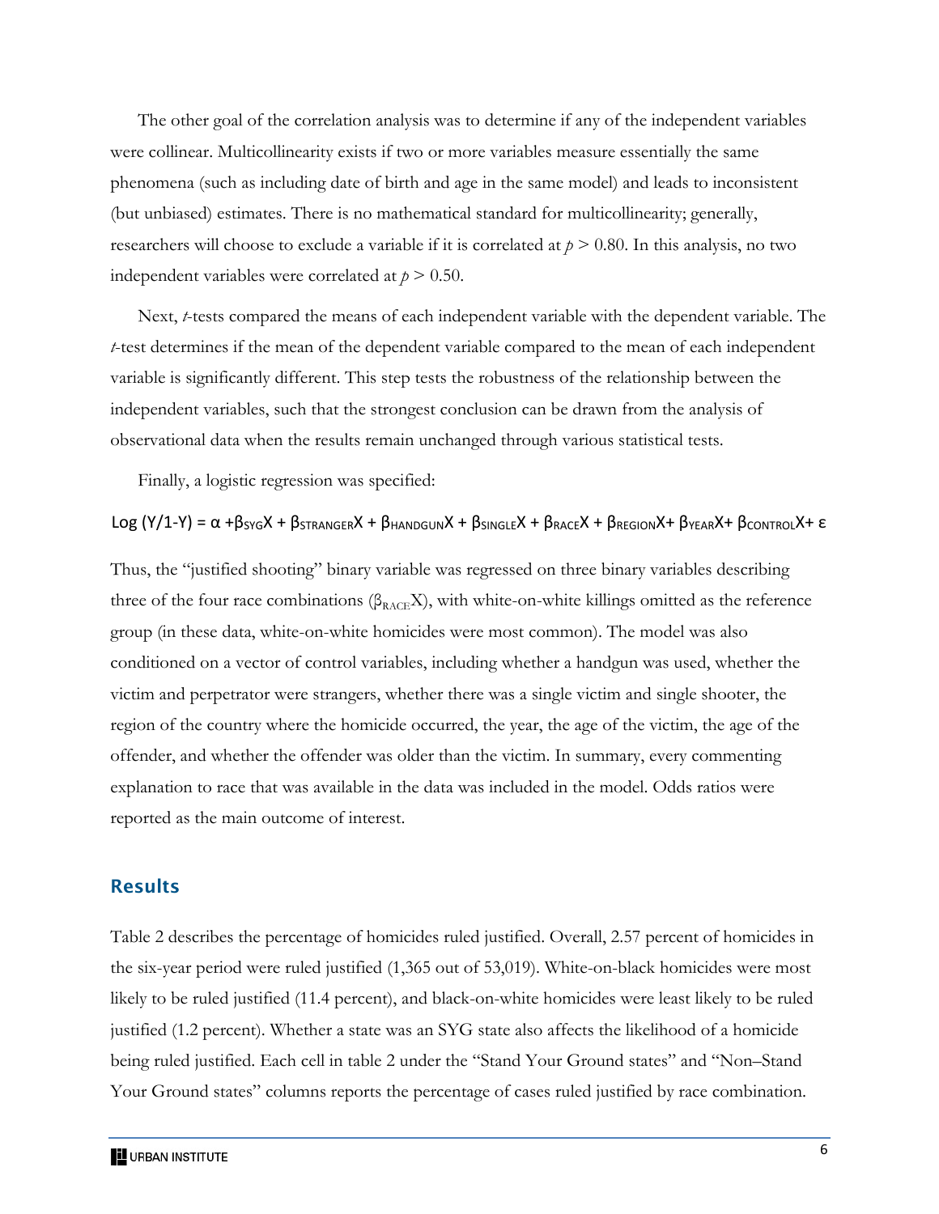The other goal of the correlation analysis was to determine if any of the independent variables were collinear. Multicollinearity exists if two or more variables measure essentially the same phenomena (such as including date of birth and age in the same model) and leads to inconsistent (but unbiased) estimates. There is no mathematical standard for multicollinearity; generally, researchers will choose to exclude a variable if it is correlated at $p > 0.80$. In this analysis, no two independent variables were correlated at $p > 0.50$.

Next, *t*-tests compared the means of each independent variable with the dependent variable. The *t*-test determines if the mean of the dependent variable compared to the mean of each independent variable is significantly different. This step tests the robustness of the relationship between the independent variables, such that the strongest conclusion can be drawn from the analysis of observational data when the results remain unchanged through various statistical tests.

Finally, a logistic regression was specified:

$$\text{Log}\ (Y/1\text{-}Y) = \alpha + \beta_{SYG}X + \beta_{STRANGER}X + \beta_{HANDGUN}X + \beta_{SINGLE}X + \beta_{RACE}X + \beta_{REGION}X + \beta_{YEAR}X + \beta_{CONTROL}X + \varepsilon$$

Thus, the "justified shooting" binary variable was regressed on three binary variables describing three of the four race combinations ($\beta_{RACE}X$), with white-on-white killings omitted as the reference group (in these data, white-on-white homicides were most common). The model was also conditioned on a vector of control variables, including whether a handgun was used, whether the victim and perpetrator were strangers, whether there was a single victim and single shooter, the region of the country where the homicide occurred, the year, the age of the victim, the age of the offender, and whether the offender was older than the victim. In summary, every commenting explanation to race that was available in the data was included in the model. Odds ratios were reported as the main outcome of interest.

## Results

Table 2 describes the percentage of homicides ruled justified. Overall, 2.57 percent of homicides in the six-year period were ruled justified (1,365 out of 53,019). White-on-black homicides were most likely to be ruled justified (11.4 percent), and black-on-white homicides were least likely to be ruled justified (1.2 percent). Whether a state was an SYG state also affects the likelihood of a homicide being ruled justified. Each cell in table 2 under the "Stand Your Ground states" and "Non–Stand Your Ground states" columns reports the percentage of cases ruled justified by race combination.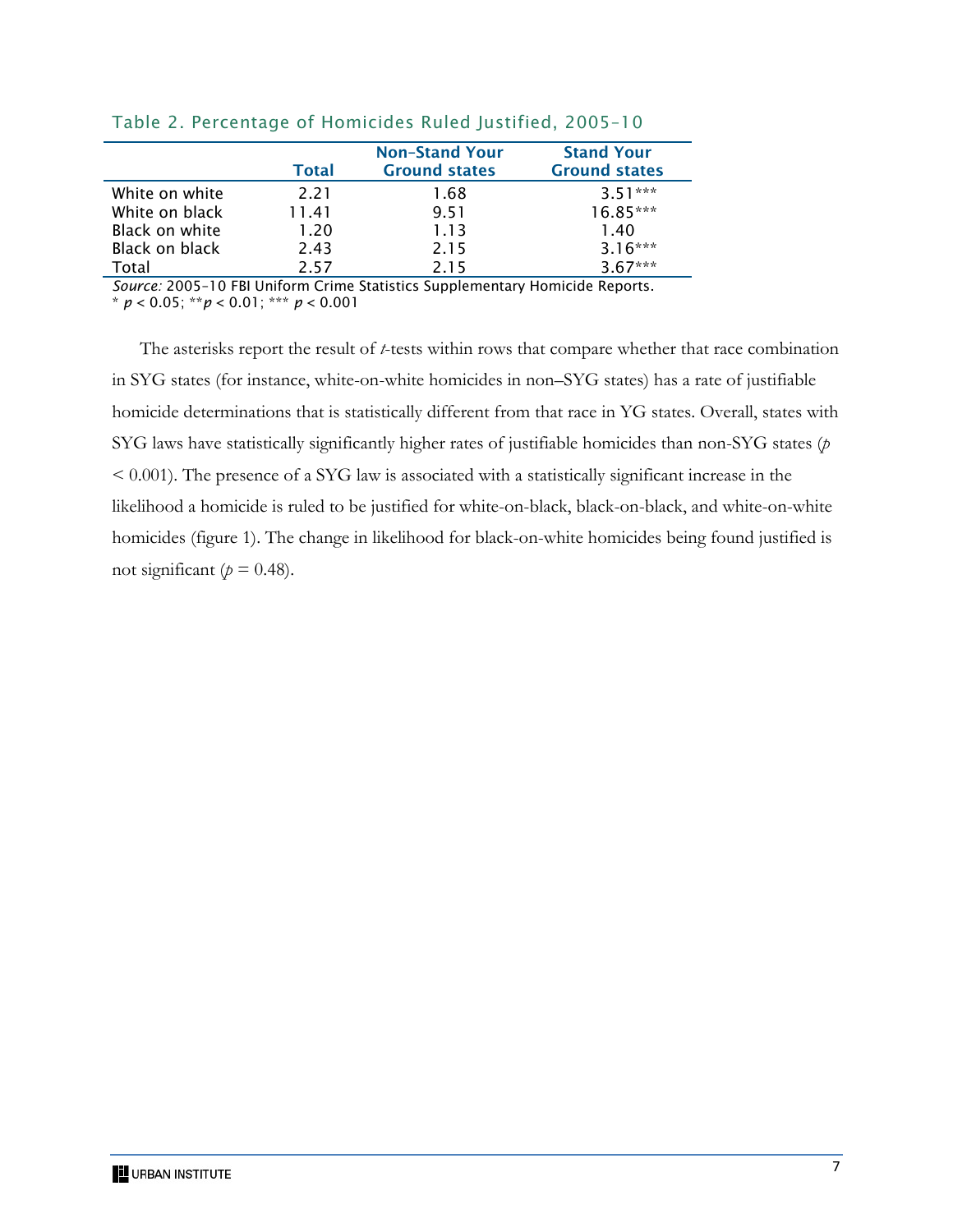Table 2. Percentage of Homicides Ruled Justified, 2005–10

| | Total | Non-Stand Your Ground states | Stand Your Ground states |
|---|---|---|---|
| White on white | 2.21 | 1.68 | 3.51*** |
| White on black | 11.41 | 9.51 | 16.85*** |
| Black on white | 1.20 | 1.13 | 1.40 |
| Black on black | 2.43 | 2.15 | 3.16*** |
| Total | 2.57 | 2.15 | 3.67*** |

*Source:* 2005–10 FBI Uniform Crime Statistics Supplementary Homicide Reports.
\* $p < 0.05$; \*\*$p < 0.01$; \*\*\* $p < 0.001$

The asterisks report the result of *t*-tests within rows that compare whether that race combination in SYG states (for instance, white-on-white homicides in non–SYG states) has a rate of justifiable homicide determinations that is statistically different from that race in YG states. Overall, states with SYG laws have statistically significantly higher rates of justifiable homicides than non-SYG states ($p < 0.001$). The presence of a SYG law is associated with a statistically significant increase in the likelihood a homicide is ruled to be justified for white-on-black, black-on-black, and white-on-white homicides (figure 1). The change in likelihood for black-on-white homicides being found justified is not significant ($p = 0.48$).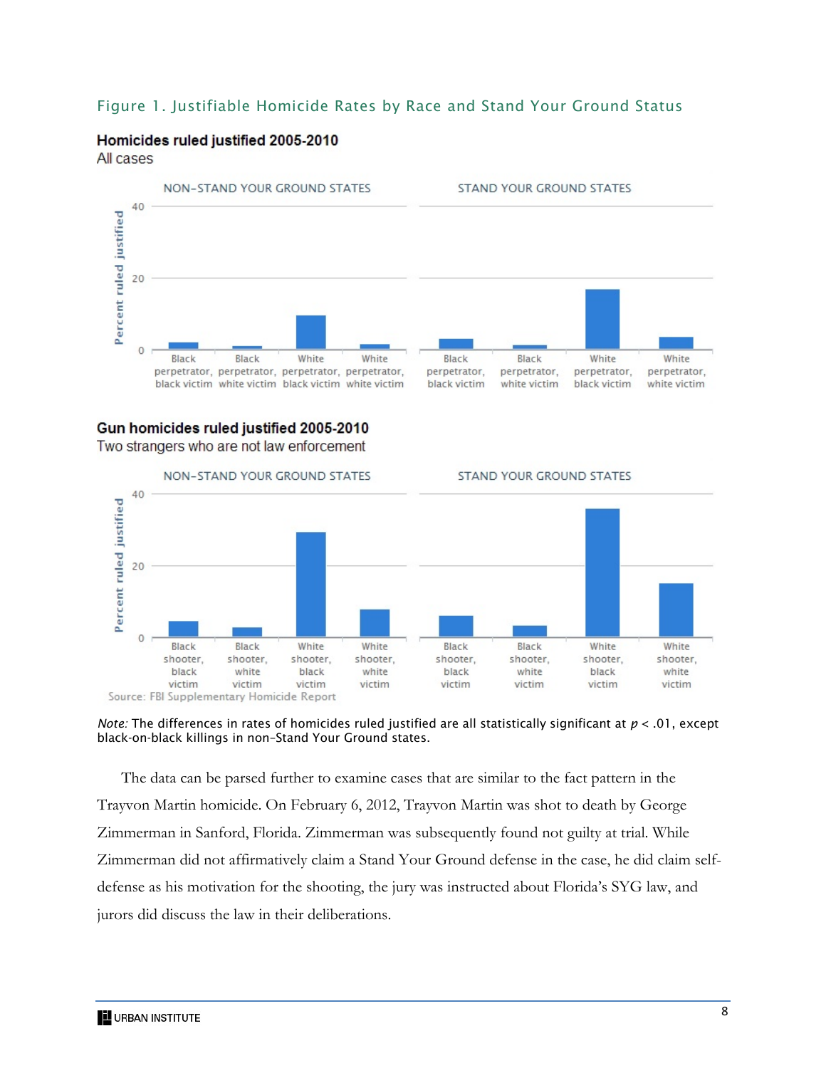Figure 1. Justifiable Homicide Rates by Race and Stand Your Ground Status

**Homicides ruled justified 2005-2010**
All cases

NON-STAND YOUR GROUND STATES | STAND YOUR GROUND STATES

**Gun homicides ruled justified 2005-2010**
Two strangers who are not law enforcement

NON-STAND YOUR GROUND STATES | STAND YOUR GROUND STATES

Source: FBI Supplementary Homicide Report

*Note:* The differences in rates of homicides ruled justified are all statistically significant at $p < .01$, except black-on-black killings in non-Stand Your Ground states.

The data can be parsed further to examine cases that are similar to the fact pattern in the Trayvon Martin homicide. On February 6, 2012, Trayvon Martin was shot to death by George Zimmerman in Sanford, Florida. Zimmerman was subsequently found not guilty at trial. While Zimmerman did not affirmatively claim a Stand Your Ground defense in the case, he did claim self-defense as his motivation for the shooting, the jury was instructed about Florida's SYG law, and jurors did discuss the law in their deliberations.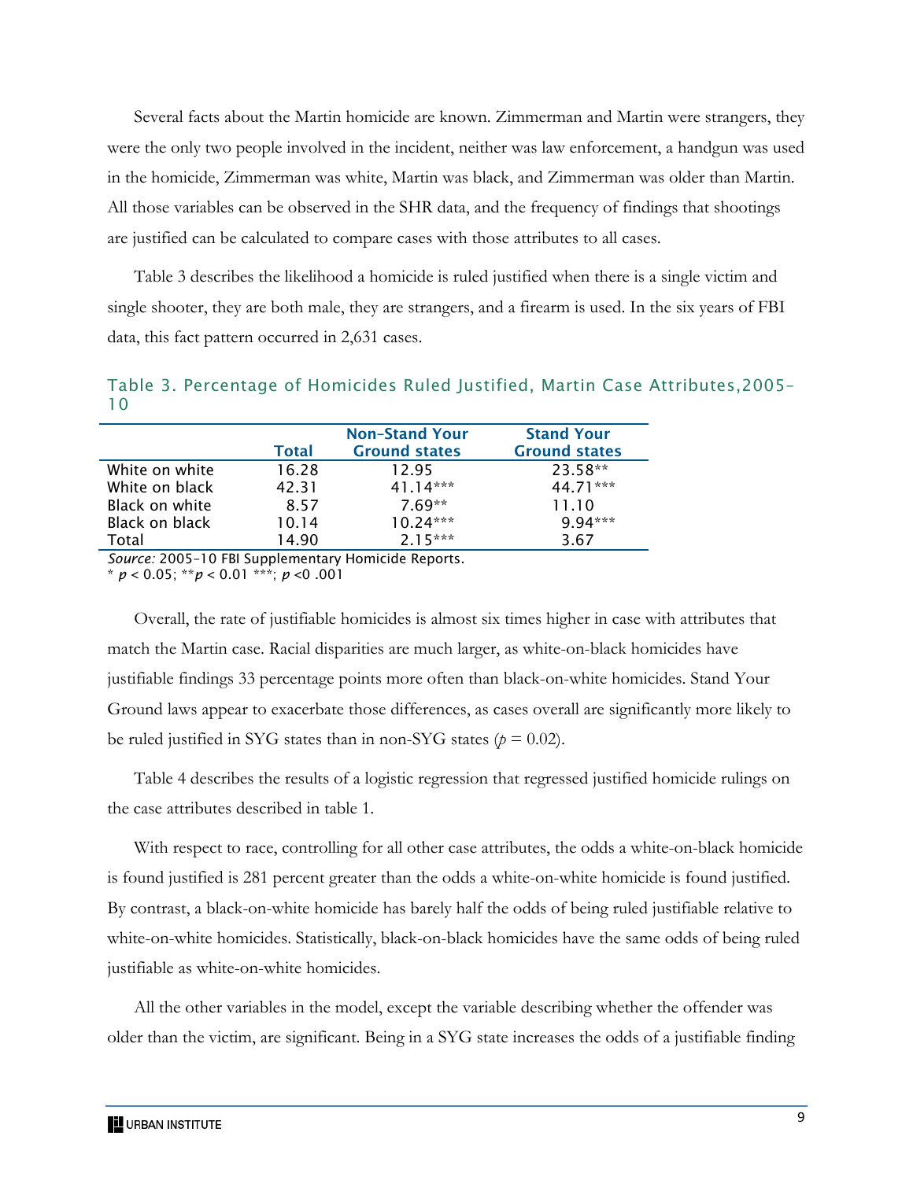Several facts about the Martin homicide are known. Zimmerman and Martin were strangers, they were the only two people involved in the incident, neither was law enforcement, a handgun was used in the homicide, Zimmerman was white, Martin was black, and Zimmerman was older than Martin. All those variables can be observed in the SHR data, and the frequency of findings that shootings are justified can be calculated to compare cases with those attributes to all cases.

Table 3 describes the likelihood a homicide is ruled justified when there is a single victim and single shooter, they are both male, they are strangers, and a firearm is used. In the six years of FBI data, this fact pattern occurred in 2,631 cases.

## Table 3. Percentage of Homicides Ruled Justified, Martin Case Attributes,2005–10

| | Total | Non-Stand Your Ground states | Stand Your Ground states |
|---|---|---|---|
| White on white | 16.28 | 12.95 | 23.58** |
| White on black | 42.31 | 41.14*** | 44.71*** |
| Black on white | 8.57 | 7.69** | 11.10 |
| Black on black | 10.14 | 10.24*** | 9.94*** |
| Total | 14.90 | 2.15*** | 3.67 |

*Source:* 2005–10 FBI Supplementary Homicide Reports.
\* $p < 0.05$; \*\*$p < 0.01$ \*\*\*; $p < 0.001$

Overall, the rate of justifiable homicides is almost six times higher in case with attributes that match the Martin case. Racial disparities are much larger, as white-on-black homicides have justifiable findings 33 percentage points more often than black-on-white homicides. Stand Your Ground laws appear to exacerbate those differences, as cases overall are significantly more likely to be ruled justified in SYG states than in non-SYG states ($p = 0.02$).

Table 4 describes the results of a logistic regression that regressed justified homicide rulings on the case attributes described in table 1.

With respect to race, controlling for all other case attributes, the odds a white-on-black homicide is found justified is 281 percent greater than the odds a white-on-white homicide is found justified. By contrast, a black-on-white homicide has barely half the odds of being ruled justifiable relative to white-on-white homicides. Statistically, black-on-black homicides have the same odds of being ruled justifiable as white-on-white homicides.

All the other variables in the model, except the variable describing whether the offender was older than the victim, are significant. Being in a SYG state increases the odds of a justifiable finding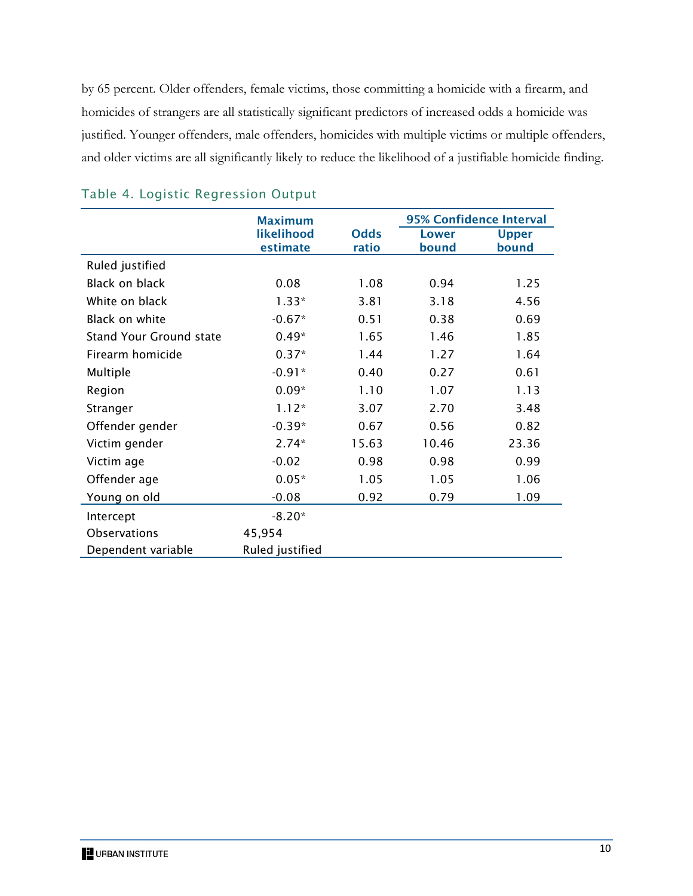by 65 percent. Older offenders, female victims, those committing a homicide with a firearm, and homicides of strangers are all statistically significant predictors of increased odds a homicide was justified. Younger offenders, male offenders, homicides with multiple victims or multiple offenders, and older victims are all significantly likely to reduce the likelihood of a justifiable homicide finding.

### Table 4. Logistic Regression Output

| | Maximum likelihood estimate | Odds ratio | 95% Confidence Interval | |
|---|---|---|---|---|
| | | | Lower bound | Upper bound |
| Ruled justified | | | | |
| Black on black | 0.08 | 1.08 | 0.94 | 1.25 |
| White on black | 1.33* | 3.81 | 3.18 | 4.56 |
| Black on white | -0.67* | 0.51 | 0.38 | 0.69 |
| Stand Your Ground state | 0.49* | 1.65 | 1.46 | 1.85 |
| Firearm homicide | 0.37* | 1.44 | 1.27 | 1.64 |
| Multiple | -0.91* | 0.40 | 0.27 | 0.61 |
| Region | 0.09* | 1.10 | 1.07 | 1.13 |
| Stranger | 1.12* | 3.07 | 2.70 | 3.48 |
| Offender gender | -0.39* | 0.67 | 0.56 | 0.82 |
| Victim gender | 2.74* | 15.63 | 10.46 | 23.36 |
| Victim age | -0.02 | 0.98 | 0.98 | 0.99 |
| Offender age | 0.05* | 1.05 | 1.05 | 1.06 |
| Young on old | -0.08 | 0.92 | 0.79 | 1.09 |
| Intercept | -8.20* | | | |
| Observations | 45,954 | | | |
| Dependent variable | Ruled justified | | | |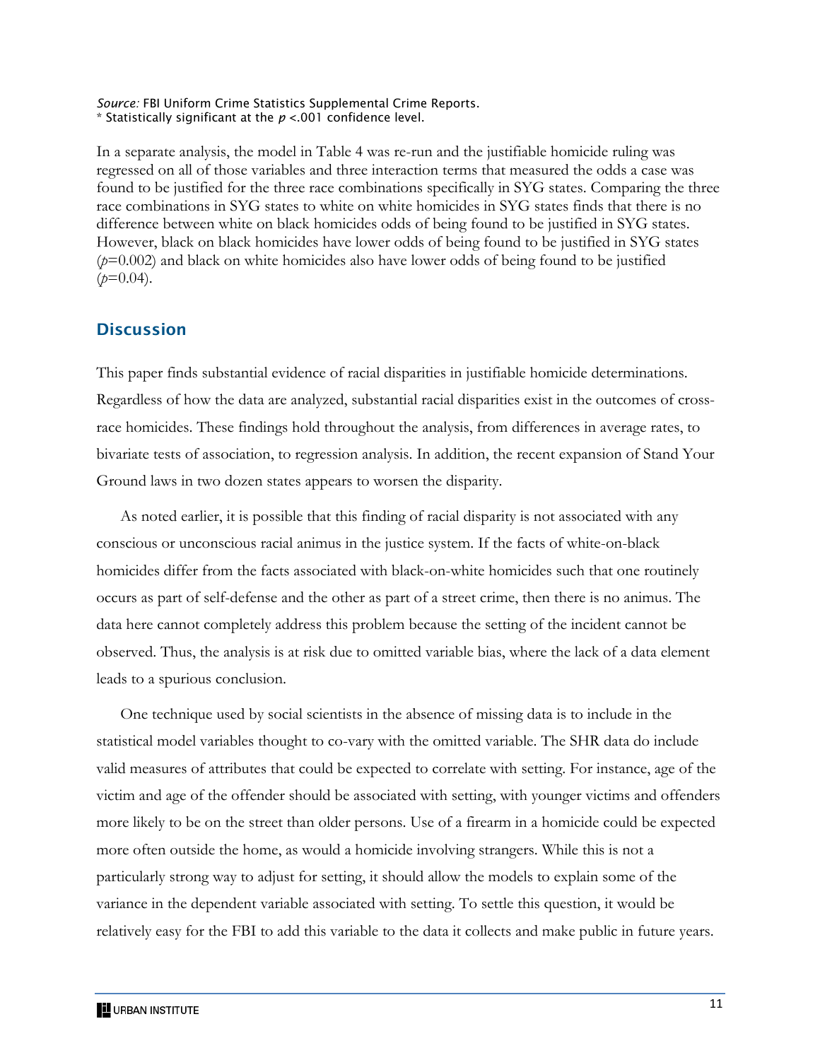*Source:* FBI Uniform Crime Statistics Supplemental Crime Reports.
* Statistically significant at the $p$ <.001 confidence level.

In a separate analysis, the model in Table 4 was re-run and the justifiable homicide ruling was regressed on all of those variables and three interaction terms that measured the odds a case was found to be justified for the three race combinations specifically in SYG states. Comparing the three race combinations in SYG states to white on white homicides in SYG states finds that there is no difference between white on black homicides odds of being found to be justified in SYG states. However, black on black homicides have lower odds of being found to be justified in SYG states ($p$=0.002) and black on white homicides also have lower odds of being found to be justified ($p$=0.04).

## Discussion

This paper finds substantial evidence of racial disparities in justifiable homicide determinations. Regardless of how the data are analyzed, substantial racial disparities exist in the outcomes of cross-race homicides. These findings hold throughout the analysis, from differences in average rates, to bivariate tests of association, to regression analysis. In addition, the recent expansion of Stand Your Ground laws in two dozen states appears to worsen the disparity.

As noted earlier, it is possible that this finding of racial disparity is not associated with any conscious or unconscious racial animus in the justice system. If the facts of white-on-black homicides differ from the facts associated with black-on-white homicides such that one routinely occurs as part of self-defense and the other as part of a street crime, then there is no animus. The data here cannot completely address this problem because the setting of the incident cannot be observed. Thus, the analysis is at risk due to omitted variable bias, where the lack of a data element leads to a spurious conclusion.

One technique used by social scientists in the absence of missing data is to include in the statistical model variables thought to co-vary with the omitted variable. The SHR data do include valid measures of attributes that could be expected to correlate with setting. For instance, age of the victim and age of the offender should be associated with setting, with younger victims and offenders more likely to be on the street than older persons. Use of a firearm in a homicide could be expected more often outside the home, as would a homicide involving strangers. While this is not a particularly strong way to adjust for setting, it should allow the models to explain some of the variance in the dependent variable associated with setting. To settle this question, it would be relatively easy for the FBI to add this variable to the data it collects and make public in future years.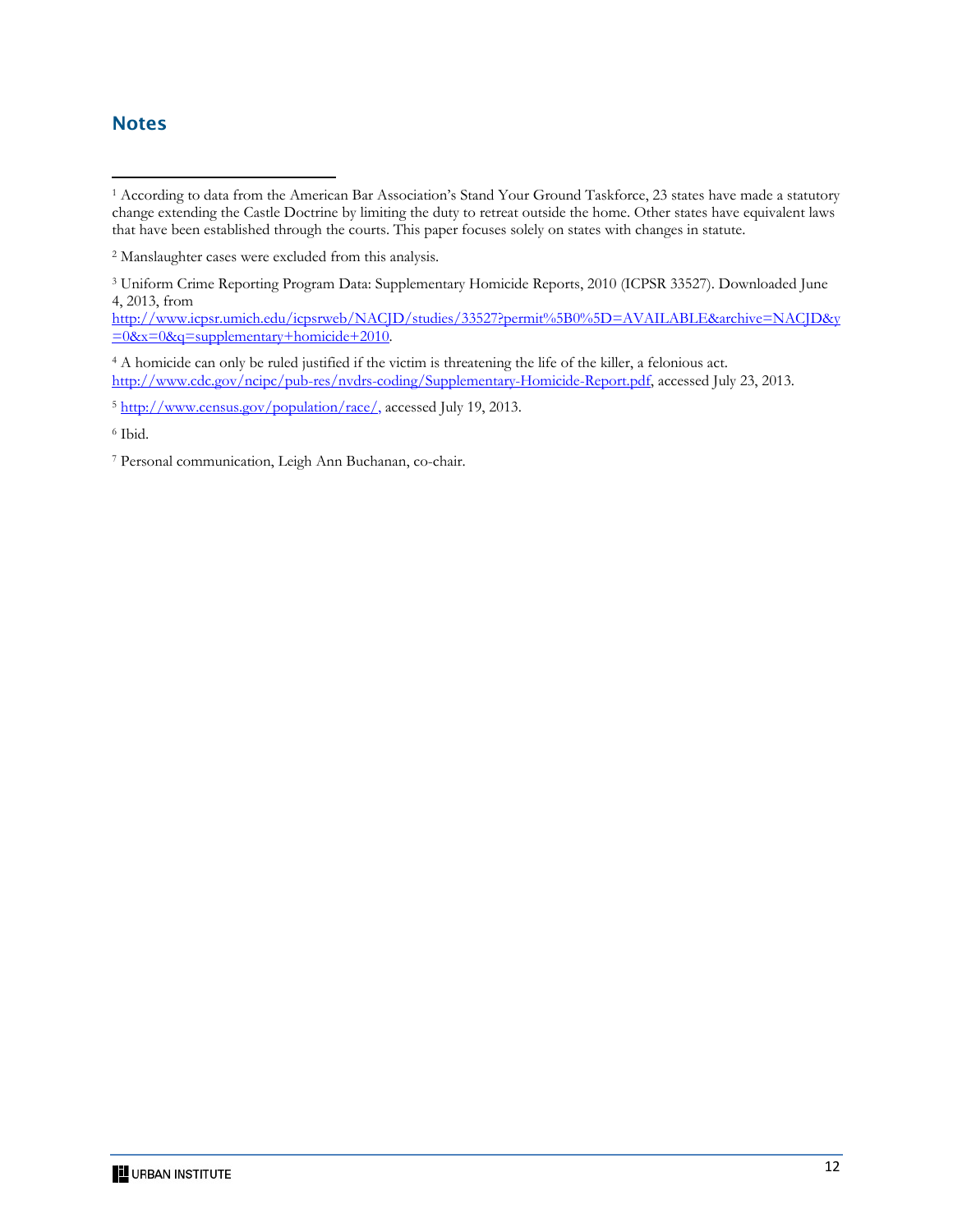## Notes

[1] According to data from the American Bar Association's Stand Your Ground Taskforce, 23 states have made a statutory change extending the Castle Doctrine by limiting the duty to retreat outside the home. Other states have equivalent laws that have been established through the courts. This paper focuses solely on states with changes in statute.

[2] Manslaughter cases were excluded from this analysis.

[3] Uniform Crime Reporting Program Data: Supplementary Homicide Reports, 2010 (ICPSR 33527). Downloaded June 4, 2013, from http://www.icpsr.umich.edu/icpsrweb/NACJD/studies/33527?permit%5B0%5D=AVAILABLE&archive=NACJD&y=0&x=0&q=supplementary+homicide+2010.

[4] A homicide can only be ruled justified if the victim is threatening the life of the killer, a felonious act. http://www.cdc.gov/ncipc/pub-res/nvdrs-coding/Supplementary-Homicide-Report.pdf, accessed July 23, 2013.

[5] http://www.census.gov/population/race/, accessed July 19, 2013.

[6] Ibid.

[7] Personal communication, Leigh Ann Buchanan, co-chair.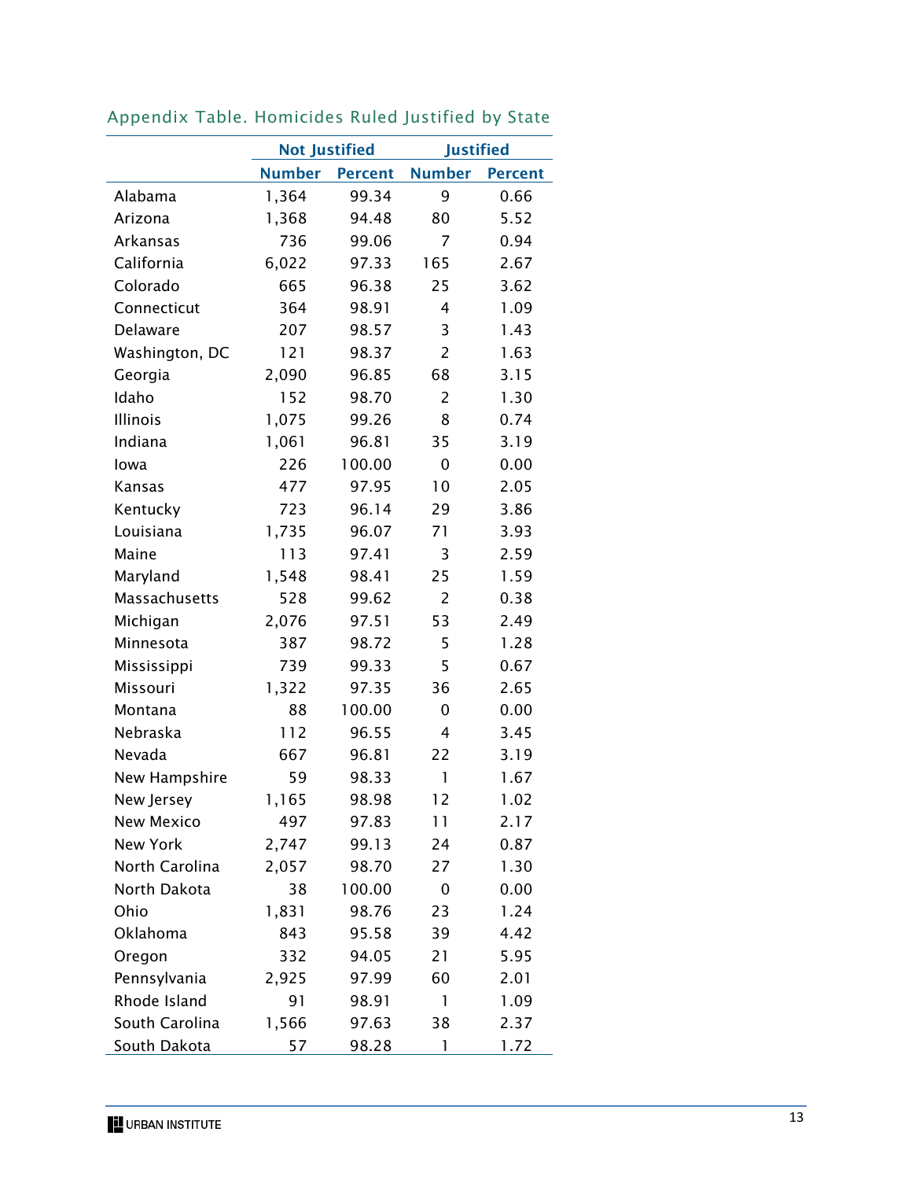## Appendix Table. Homicides Ruled Justified by State

| | Not Justified | | Justified | |
|---|---|---|---|---|
| | Number | Percent | Number | Percent |
| Alabama | 1,364 | 99.34 | 9 | 0.66 |
| Arizona | 1,368 | 94.48 | 80 | 5.52 |
| Arkansas | 736 | 99.06 | 7 | 0.94 |
| California | 6,022 | 97.33 | 165 | 2.67 |
| Colorado | 665 | 96.38 | 25 | 3.62 |
| Connecticut | 364 | 98.91 | 4 | 1.09 |
| Delaware | 207 | 98.57 | 3 | 1.43 |
| Washington, DC | 121 | 98.37 | 2 | 1.63 |
| Georgia | 2,090 | 96.85 | 68 | 3.15 |
| Idaho | 152 | 98.70 | 2 | 1.30 |
| Illinois | 1,075 | 99.26 | 8 | 0.74 |
| Indiana | 1,061 | 96.81 | 35 | 3.19 |
| Iowa | 226 | 100.00 | 0 | 0.00 |
| Kansas | 477 | 97.95 | 10 | 2.05 |
| Kentucky | 723 | 96.14 | 29 | 3.86 |
| Louisiana | 1,735 | 96.07 | 71 | 3.93 |
| Maine | 113 | 97.41 | 3 | 2.59 |
| Maryland | 1,548 | 98.41 | 25 | 1.59 |
| Massachusetts | 528 | 99.62 | 2 | 0.38 |
| Michigan | 2,076 | 97.51 | 53 | 2.49 |
| Minnesota | 387 | 98.72 | 5 | 1.28 |
| Mississippi | 739 | 99.33 | 5 | 0.67 |
| Missouri | 1,322 | 97.35 | 36 | 2.65 |
| Montana | 88 | 100.00 | 0 | 0.00 |
| Nebraska | 112 | 96.55 | 4 | 3.45 |
| Nevada | 667 | 96.81 | 22 | 3.19 |
| New Hampshire | 59 | 98.33 | 1 | 1.67 |
| New Jersey | 1,165 | 98.98 | 12 | 1.02 |
| New Mexico | 497 | 97.83 | 11 | 2.17 |
| New York | 2,747 | 99.13 | 24 | 0.87 |
| North Carolina | 2,057 | 98.70 | 27 | 1.30 |
| North Dakota | 38 | 100.00 | 0 | 0.00 |
| Ohio | 1,831 | 98.76 | 23 | 1.24 |
| Oklahoma | 843 | 95.58 | 39 | 4.42 |
| Oregon | 332 | 94.05 | 21 | 5.95 |
| Pennsylvania | 2,925 | 97.99 | 60 | 2.01 |
| Rhode Island | 91 | 98.91 | 1 | 1.09 |
| South Carolina | 1,566 | 97.63 | 38 | 2.37 |
| South Dakota | 57 | 98.28 | 1 | 1.72 |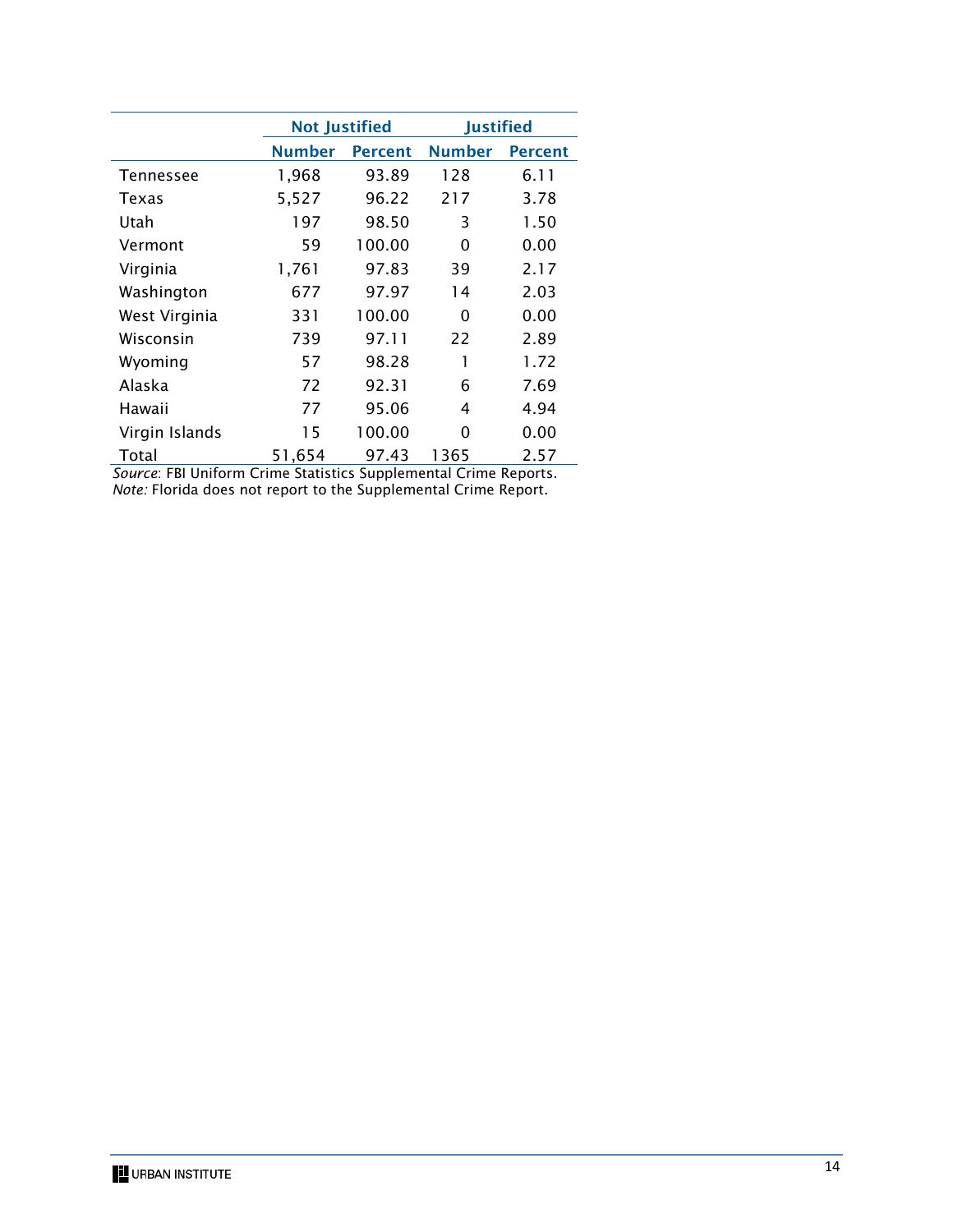| | Not Justified | | Justified | |
|---|---|---|---|---|
| | Number | Percent | Number | Percent |
| Tennessee | 1,968 | 93.89 | 128 | 6.11 |
| Texas | 5,527 | 96.22 | 217 | 3.78 |
| Utah | 197 | 98.50 | 3 | 1.50 |
| Vermont | 59 | 100.00 | 0 | 0.00 |
| Virginia | 1,761 | 97.83 | 39 | 2.17 |
| Washington | 677 | 97.97 | 14 | 2.03 |
| West Virginia | 331 | 100.00 | 0 | 0.00 |
| Wisconsin | 739 | 97.11 | 22 | 2.89 |
| Wyoming | 57 | 98.28 | 1 | 1.72 |
| Alaska | 72 | 92.31 | 6 | 7.69 |
| Hawaii | 77 | 95.06 | 4 | 4.94 |
| Virgin Islands | 15 | 100.00 | 0 | 0.00 |
| Total | 51,654 | 97.43 | 1365 | 2.57 |

*Source*: FBI Uniform Crime Statistics Supplemental Crime Reports.
*Note:* Florida does not report to the Supplemental Crime Report.